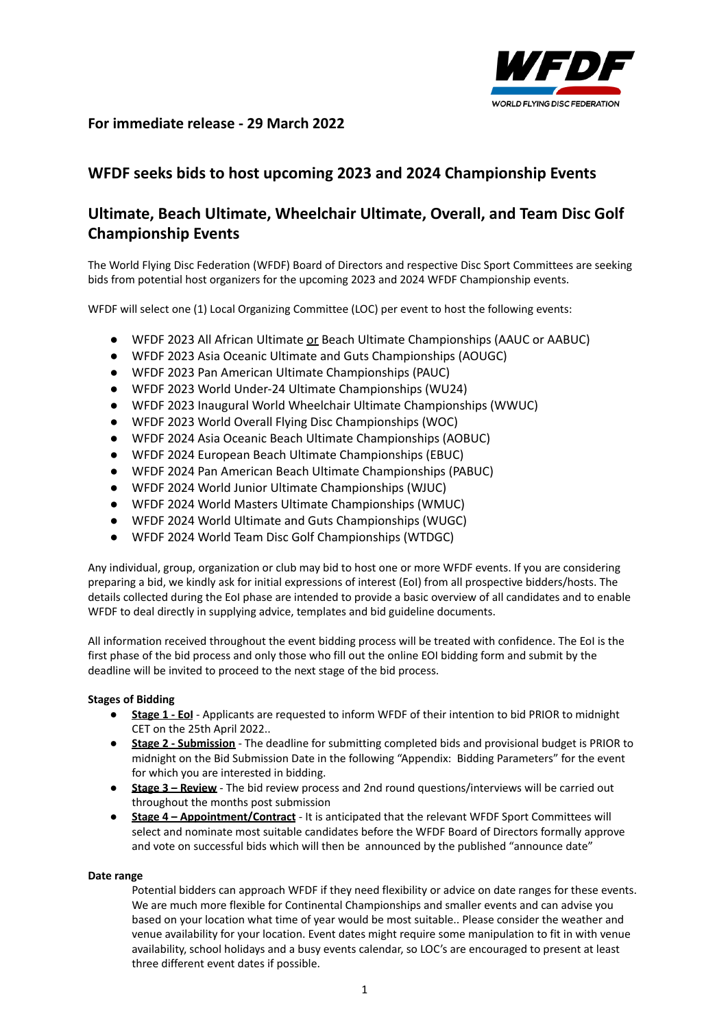**For immediate release - 29 March 2022**

## WFDF seeks bids to host upcoming 2023 and 2024 Championship Events

## Ultimate, Beach Ultimate, Wheelchair Ultimate, Overall, and Team Disc Golf Championship Events

The World Flying Disc Federation (WFDF) Board of Directors and respective Disc Sport Committees are seeking bids from potential host organizers for the upcoming 2023 and 2024 WFDF Championship events.

WFDF will select one (1) Local Organizing Committee (LOC) per event to host the following events:

- WFDF 2023 All African Ultimate or Beach Ultimate Championships (AAUC or AABUC)
- WFDF 2023 Asia Oceanic Ultimate and Guts Championships (AOUGC)
- WFDF 2023 Pan American Ultimate Championships (PAUC)
- WFDF 2023 World Under-24 Ultimate Championships (WU24)
- WFDF 2023 Inaugural World Wheelchair Ultimate Championships (WWUC)
- WFDF 2023 World Overall Flying Disc Championships (WOC)
- WFDF 2024 Asia Oceanic Beach Ultimate Championships (AOBUC)
- WFDF 2024 European Beach Ultimate Championships (EBUC)
- WFDF 2024 Pan American Beach Ultimate Championships (PABUC)
- WFDF 2024 World Junior Ultimate Championships (WJUC)
- WFDF 2024 World Masters Ultimate Championships (WMUC)
- WFDF 2024 World Ultimate and Guts Championships (WUGC)
- WFDF 2024 World Team Disc Golf Championships (WTDGC)

Any individual, group, organization or club may bid to host one or more WFDF events. If you are considering preparing a bid, we kindly ask for initial expressions of interest (EoI) from all prospective bidders/hosts. The details collected during the EoI phase are intended to provide a basic overview of all candidates and to enable WFDF to deal directly in supplying advice, templates and bid guideline documents.

All information received throughout the event bidding process will be treated with confidence. The EoI is the first phase of the bid process and only those who fill out the online EOI bidding form and submit by the deadline will be invited to proceed to the next stage of the bid process.

**Stages of Bidding**

- **Stage 1 - EoI** - Applicants are requested to inform WFDF of their intention to bid PRIOR to midnight CET on the 25th April 2022..
- **Stage 2 - Submission** - The deadline for submitting completed bids and provisional budget is PRIOR to midnight on the Bid Submission Date in the following "Appendix: Bidding Parameters" for the event for which you are interested in bidding.
- **Stage 3 – Review** - The bid review process and 2nd round questions/interviews will be carried out throughout the months post submission
- **Stage 4 – Appointment/Contract** - It is anticipated that the relevant WFDF Sport Committees will select and nominate most suitable candidates before the WFDF Board of Directors formally approve and vote on successful bids which will then be announced by the published "announce date"

**Date range**

Potential bidders can approach WFDF if they need flexibility or advice on date ranges for these events. We are much more flexible for Continental Championships and smaller events and can advise you based on your location what time of year would be most suitable.. Please consider the weather and venue availability for your location. Event dates might require some manipulation to fit in with venue availability, school holidays and a busy events calendar, so LOC's are encouraged to present at least three different event dates if possible.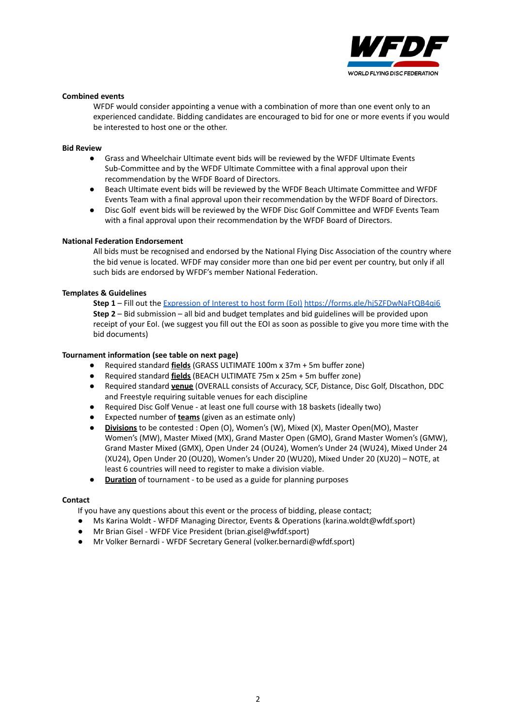**Combined events**

WFDF would consider appointing a venue with a combination of more than one event only to an experienced candidate. Bidding candidates are encouraged to bid for one or more events if you would be interested to host one or the other.

**Bid Review**

- Grass and Wheelchair Ultimate event bids will be reviewed by the WFDF Ultimate Events Sub-Committee and by the WFDF Ultimate Committee with a final approval upon their recommendation by the WFDF Board of Directors.
- Beach Ultimate event bids will be reviewed by the WFDF Beach Ultimate Committee and WFDF Events Team with a final approval upon their recommendation by the WFDF Board of Directors.
- Disc Golf event bids will be reviewed by the WFDF Disc Golf Committee and WFDF Events Team with a final approval upon their recommendation by the WFDF Board of Directors.

**National Federation Endorsement**

All bids must be recognised and endorsed by the National Flying Disc Association of the country where the bid venue is located. WFDF may consider more than one bid per event per country, but only if all such bids are endorsed by WFDF's member National Federation.

**Templates & Guidelines**

**Step 1** – Fill out the [Expression of Interest to host form (EoI)](https://forms.gle/hj5ZFDwNaFtQB4qi6) https://forms.gle/hj5ZFDwNaFtQB4qi6
**Step 2** – Bid submission – all bid and budget templates and bid guidelines will be provided upon receipt of your EoI. (we suggest you fill out the EOI as soon as possible to give you more time with the bid documents)

**Tournament information (see table on next page)**

- Required standard **fields** (GRASS ULTIMATE 100m x 37m + 5m buffer zone)
- Required standard **fields** (BEACH ULTIMATE 75m x 25m + 5m buffer zone)
- Required standard **venue** (OVERALL consists of Accuracy, SCF, Distance, Disc Golf, DIscathon, DDC and Freestyle requiring suitable venues for each discipline
- Required Disc Golf Venue - at least one full course with 18 baskets (ideally two)
- Expected number of **teams** (given as an estimate only)
- **Divisions** to be contested : Open (O), Women's (W), Mixed (X), Master Open(MO), Master Women's (MW), Master Mixed (MX), Grand Master Open (GMO), Grand Master Women's (GMW), Grand Master Mixed (GMX), Open Under 24 (OU24), Women's Under 24 (WU24), Mixed Under 24 (XU24), Open Under 20 (OU20), Women's Under 20 (WU20), Mixed Under 20 (XU20) – NOTE, at least 6 countries will need to register to make a division viable.
- **Duration** of tournament - to be used as a guide for planning purposes

**Contact**

If you have any questions about this event or the process of bidding, please contact;

- Ms Karina Woldt - WFDF Managing Director, Events & Operations (karina.woldt@wfdf.sport)
- Mr Brian Gisel - WFDF Vice President (brian.gisel@wfdf.sport)
- Mr Volker Bernardi - WFDF Secretary General (volker.bernardi@wfdf.sport)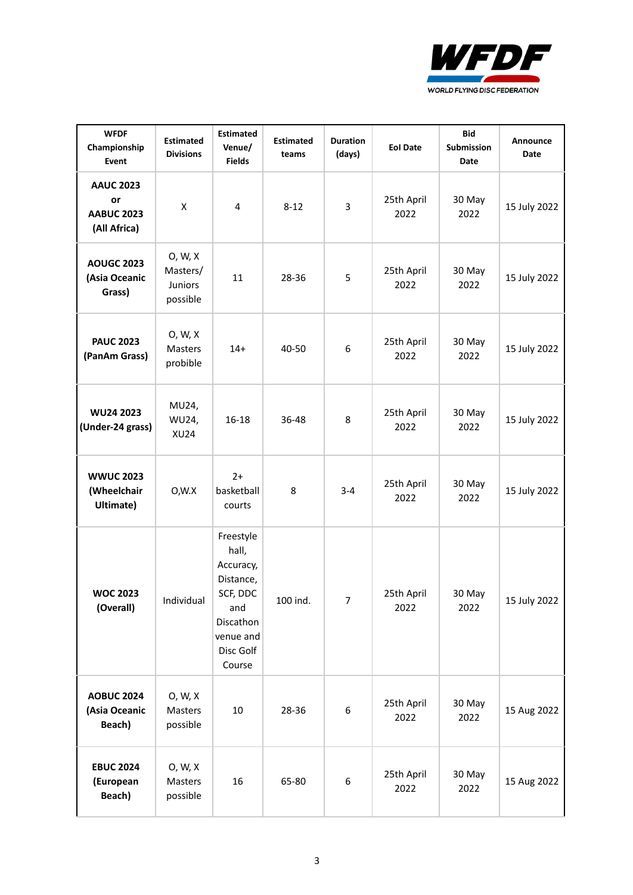| WFDF Championship Event | Estimated Divisions | Estimated Venue/ Fields | Estimated teams | Duration (days) | EoI Date | Bid Submission Date | Announce Date |
|---|---|---|---|---|---|---|---|
| **AAUC 2023 or AABUC 2023 (All Africa)** | X | 4 | 8-12 | 3 | 25th April 2022 | 30 May 2022 | 15 July 2022 |
| **AOUGC 2023 (Asia Oceanic Grass)** | O, W, X Masters/ Juniors possible | 11 | 28-36 | 5 | 25th April 2022 | 30 May 2022 | 15 July 2022 |
| **PAUC 2023 (PanAm Grass)** | O, W, X Masters probible | 14+ | 40-50 | 6 | 25th April 2022 | 30 May 2022 | 15 July 2022 |
| **WU24 2023 (Under-24 grass)** | MU24, WU24, XU24 | 16-18 | 36-48 | 8 | 25th April 2022 | 30 May 2022 | 15 July 2022 |
| **WWUC 2023 (Wheelchair Ultimate)** | O,W.X | 2+ basketball courts | 8 | 3-4 | 25th April 2022 | 30 May 2022 | 15 July 2022 |
| **WOC 2023 (Overall)** | Individual | Freestyle hall, Accuracy, Distance, SCF, DDC and Discathon venue and Disc Golf Course | 100 ind. | 7 | 25th April 2022 | 30 May 2022 | 15 July 2022 |
| **AOBUC 2024 (Asia Oceanic Beach)** | O, W, X Masters possible | 10 | 28-36 | 6 | 25th April 2022 | 30 May 2022 | 15 Aug 2022 |
| **EBUC 2024 (European Beach)** | O, W, X Masters possible | 16 | 65-80 | 6 | 25th April 2022 | 30 May 2022 | 15 Aug 2022 |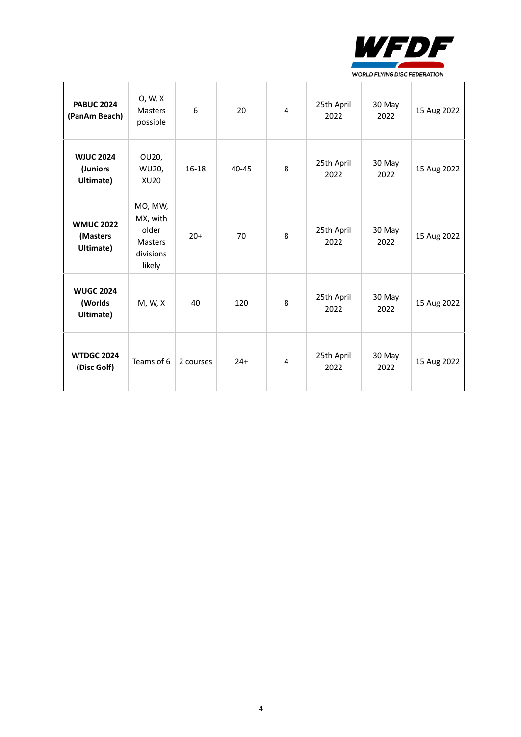| | | | | | | | |
|---|---|---|---|---|---|---|---|
| **PABUC 2024 (PanAm Beach)** | O, W, X Masters possible | 6 | 20 | 4 | 25th April 2022 | 30 May 2022 | 15 Aug 2022 |
| **WJUC 2024 (Juniors Ultimate)** | OU20, WU20, XU20 | 16-18 | 40-45 | 8 | 25th April 2022 | 30 May 2022 | 15 Aug 2022 |
| **WMUC 2022 (Masters Ultimate)** | MO, MW, MX, with older Masters divisions likely | 20+ | 70 | 8 | 25th April 2022 | 30 May 2022 | 15 Aug 2022 |
| **WUGC 2024 (Worlds Ultimate)** | M, W, X | 40 | 120 | 8 | 25th April 2022 | 30 May 2022 | 15 Aug 2022 |
| **WTDGC 2024 (Disc Golf)** | Teams of 6 | 2 courses | 24+ | 4 | 25th April 2022 | 30 May 2022 | 15 Aug 2022 |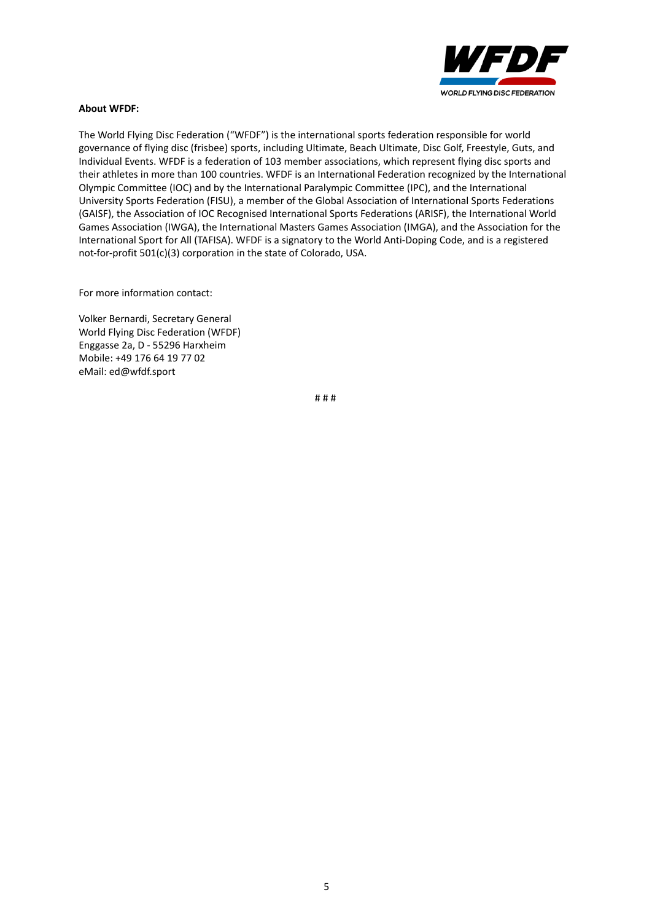**About WFDF:**

The World Flying Disc Federation ("WFDF") is the international sports federation responsible for world governance of flying disc (frisbee) sports, including Ultimate, Beach Ultimate, Disc Golf, Freestyle, Guts, and Individual Events. WFDF is a federation of 103 member associations, which represent flying disc sports and their athletes in more than 100 countries. WFDF is an International Federation recognized by the International Olympic Committee (IOC) and by the International Paralympic Committee (IPC), and the International University Sports Federation (FISU), a member of the Global Association of International Sports Federations (GAISF), the Association of IOC Recognised International Sports Federations (ARISF), the International World Games Association (IWGA), the International Masters Games Association (IMGA), and the Association for the International Sport for All (TAFISA). WFDF is a signatory to the World Anti-Doping Code, and is a registered not-for-profit 501(c)(3) corporation in the state of Colorado, USA.

For more information contact:

Volker Bernardi, Secretary General
World Flying Disc Federation (WFDF)
Enggasse 2a, D - 55296 Harxheim
Mobile: +49 176 64 19 77 02
eMail: ed@wfdf.sport

# # #